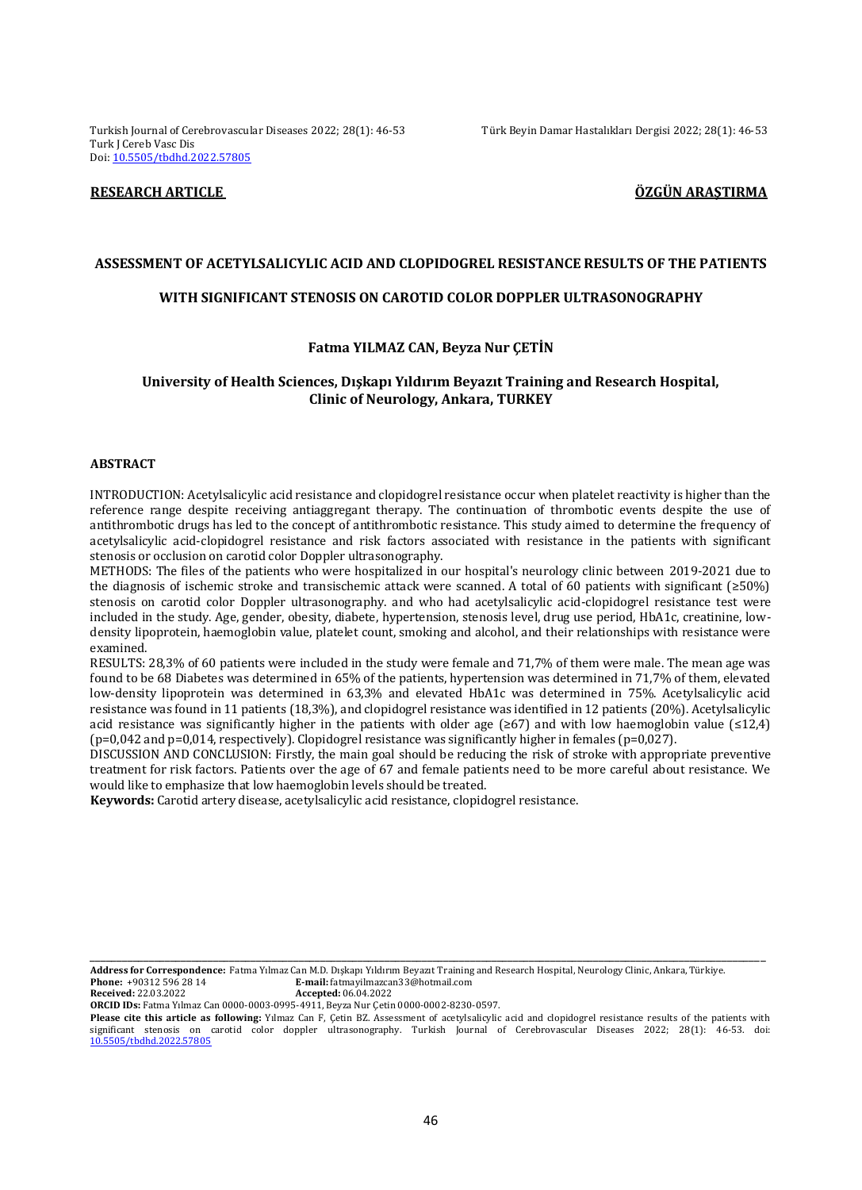**RESEARCH ARTICLE** **ÖZGÜN ARAŞTIRMA**

# ASSESSMENT OF ACETYLSALICYLIC ACID AND CLOPIDOGREL RESISTANCE RESULTS OF THE PATIENTS WITH SIGNIFICANT STENOSIS ON CAROTID COLOR DOPPLER ULTRASONOGRAPHY

**Fatma YILMAZ CAN, Beyza Nur ÇETİN**

**University of Health Sciences, Dışkapı Yıldırım Beyazıt Training and Research Hospital, Clinic of Neurology, Ankara, TURKEY**

## ABSTRACT

INTRODUCTION: Acetylsalicylic acid resistance and clopidogrel resistance occur when platelet reactivity is higher than the reference range despite receiving antiaggregant therapy. The continuation of thrombotic events despite the use of antithrombotic drugs has led to the concept of antithrombotic resistance. This study aimed to determine the frequency of acetylsalicylic acid-clopidogrel resistance and risk factors associated with resistance in the patients with significant stenosis or occlusion on carotid color Doppler ultrasonography.

METHODS: The files of the patients who were hospitalized in our hospital's neurology clinic between 2019-2021 due to the diagnosis of ischemic stroke and transischemic attack were scanned. A total of 60 patients with significant (≥50%) stenosis on carotid color Doppler ultrasonography. and who had acetylsalicylic acid-clopidogrel resistance test were included in the study. Age, gender, obesity, diabete, hypertension, stenosis level, drug use period, HbA1c, creatinine, low-density lipoprotein, haemoglobin value, platelet count, smoking and alcohol, and their relationships with resistance were examined.

RESULTS: 28,3% of 60 patients were included in the study were female and 71,7% of them were male. The mean age was found to be 68 Diabetes was determined in 65% of the patients, hypertension was determined in 71,7% of them, elevated low-density lipoprotein was determined in 63,3% and elevated HbA1c was determined in 75%. Acetylsalicylic acid resistance was found in 11 patients (18,3%), and clopidogrel resistance was identified in 12 patients (20%). Acetylsalicylic acid resistance was significantly higher in the patients with older age (≥67) and with low haemoglobin value (≤12,4) (p=0,042 and p=0,014, respectively). Clopidogrel resistance was significantly higher in females (p=0,027).

DISCUSSION AND CONCLUSION: Firstly, the main goal should be reducing the risk of stroke with appropriate preventive treatment for risk factors. Patients over the age of 67 and female patients need to be more careful about resistance. We would like to emphasize that low haemoglobin levels should be treated.

**Keywords:** Carotid artery disease, acetylsalicylic acid resistance, clopidogrel resistance.

---

**Address for Correspondence:** Fatma Yılmaz Can M.D. Dışkapı Yıldırım Beyazıt Training and Research Hospital, Neurology Clinic, Ankara, Türkiye.
**Phone:** +90312 596 28 14 **E-mail:** fatmayilmazcan33@hotmail.com
**Received:** 22.03.2022 **Accepted:** 06.04.2022
**ORCID IDs:** Fatma Yılmaz Can 0000-0003-0995-4911, Beyza Nur Çetin 0000-0002-8230-0597.
**Please cite this article as following:** Yılmaz Can F, Çetin BZ. Assessment of acetylsalicylic acid and clopidogrel resistance results of the patients with significant stenosis on carotid color doppler ultrasonography. Turkish Journal of Cerebrovascular Diseases 2022; 28(1): 46-53. doi: 10.5505/tbdhd.2022.57805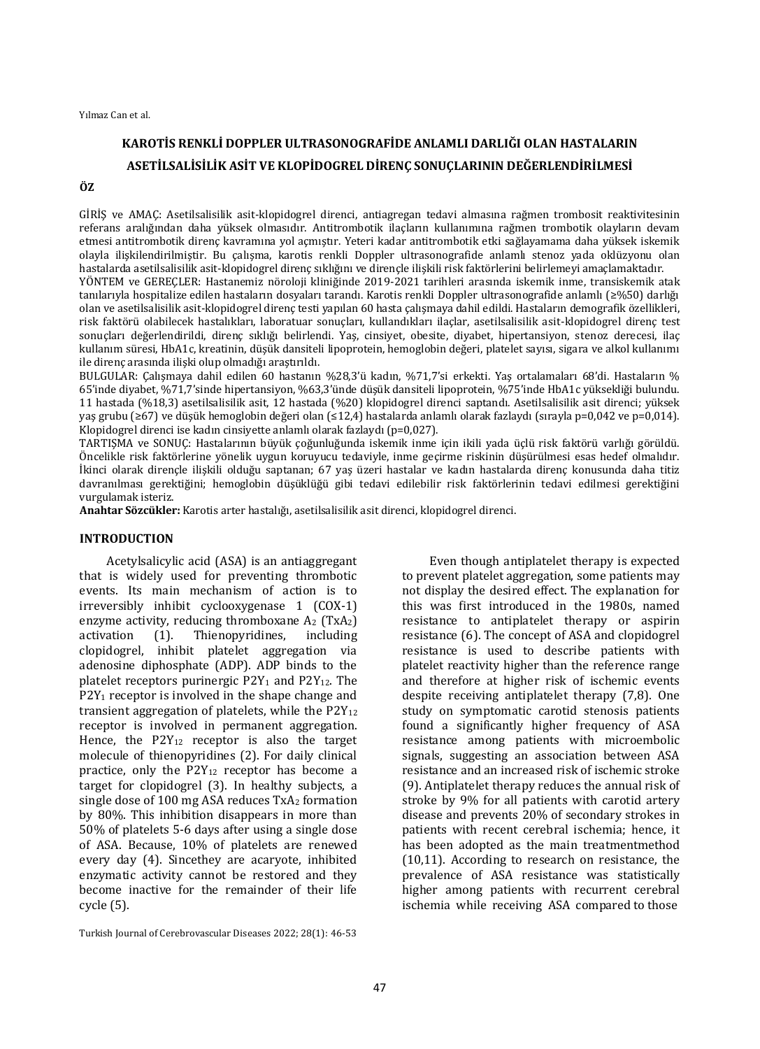## KAROTİS RENKLİ DOPPLER ULTRASONOGRAFİDE ANLAMLI DARLIĞI OLAN HASTALARIN ASETİLSALİSİLİK ASİT VE KLOPİDOGREL DİRENÇ SONUÇLARININ DEĞERLENDİRİLMESİ

### ÖZ

GİRİŞ ve AMAÇ: Asetilsalisilik asit-klopidogrel direnci, antiagregan tedavi almasına rağmen trombosit reaktivitesinin referans aralığından daha yüksek olmasıdır. Antitrombotik ilaçların kullanımına rağmen trombotik olayların devam etmesi antitrombotik direnç kavramına yol açmıştır. Yeteri kadar antitrombotik etki sağlayamama daha yüksek iskemik olayla ilişkilendirilmiştir. Bu çalışma, karotis renkli Doppler ultrasonografide anlamlı stenoz yada oklüzyonu olan hastalarda asetilsalisilik asit-klopidogrel direnç sıklığını ve dirençle ilişkili risk faktörlerini belirlemeyi amaçlamaktadır.

YÖNTEM ve GEREÇLER: Hastanemiz nöroloji kliniğinde 2019-2021 tarihleri arasında iskemik inme, transiskemik atak tanılarıyla hospitalize edilen hastaların dosyaları tarandı. Karotis renkli Doppler ultrasonografide anlamlı (≥%50) darlığı olan ve asetilsalisilik asit-klopidogrel direnç testi yapılan 60 hasta çalışmaya dahil edildi. Hastaların demografik özellikleri, risk faktörü olabilecek hastalıkları, laboratuar sonuçları, kullandıkları ilaçlar, asetilsalisilik asit-klopidogrel direnç test sonuçları değerlendirildi, direnç sıklığı belirlendi. Yaş, cinsiyet, obesite, diyabet, hipertansiyon, stenoz derecesi, ilaç kullanım süresi, HbA1c, kreatinin, düşük dansiteli lipoprotein, hemoglobin değeri, platelet sayısı, sigara ve alkol kullanımı ile direnç arasında ilişki olup olmadığı araştırıldı.

BULGULAR: Çalışmaya dahil edilen 60 hastanın %28,3'ü kadın, %71,7'si erkekti. Yaş ortalamaları 68'di. Hastaların % 65'inde diyabet, %71,7'sinde hipertansiyon, %63,3'ünde düşük dansiteli lipoprotein, %75'inde HbA1c yüksekliği bulundu. 11 hastada (%18,3) asetilsalisilik asit, 12 hastada (%20) klopidogrel direnci saptandı. Asetilsalisilik asit direnci; yüksek yaş grubu (≥67) ve düşük hemoglobin değeri olan (≤12,4) hastalarda anlamlı olarak fazlaydı (sırayla p=0,042 ve p=0,014). Klopidogrel direnci ise kadın cinsiyette anlamlı olarak fazlaydı (p=0,027).

TARTIŞMA ve SONUÇ: Hastalarının büyük çoğunluğunda iskemik inme için ikili yada üçlü risk faktörü varlığı görüldü. Öncelikle risk faktörlerine yönelik uygun koruyucu tedaviyle, inme geçirme riskinin düşürülmesi esas hedef olmalıdır. İkinci olarak dirençle ilişkili olduğu saptanan; 67 yaş üzeri hastalar ve kadın hastalarda direnç konusunda daha titiz davranılması gerektiğini; hemoglobin düşüklüğü gibi tedavi edilebilir risk faktörlerinin tedavi edilmesi gerektiğini vurgulamak isteriz.

**Anahtar Sözcükler:** Karotis arter hastalığı, asetilsalisilik asit direnci, klopidogrel direnci.

## INTRODUCTION

Acetylsalicylic acid (ASA) is an antiaggregant that is widely used for preventing thrombotic events. Its main mechanism of action is to irreversibly inhibit cyclooxygenase 1 (COX-1) enzyme activity, reducing thromboxane $A_2$ ($TxA_2$) activation (1). Thienopyridines, including clopidogrel, inhibit platelet aggregation via adenosine diphosphate (ADP). ADP binds to the platelet receptors purinergic $P2Y_1$ and $P2Y_{12}$. The $P2Y_1$ receptor is involved in the shape change and transient aggregation of platelets, while the $P2Y_{12}$ receptor is involved in permanent aggregation. Hence, the $P2Y_{12}$ receptor is also the target molecule of thienopyridines (2). For daily clinical practice, only the $P2Y_{12}$ receptor has become a target for clopidogrel (3). In healthy subjects, a single dose of 100 mg ASA reduces $TxA_2$ formation by 80%. This inhibition disappears in more than 50% of platelets 5-6 days after using a single dose of ASA. Because, 10% of platelets are renewed every day (4). Sincethey are acaryote, inhibited enzymatic activity cannot be restored and they become inactive for the remainder of their life cycle (5).

Even though antiplatelet therapy is expected to prevent platelet aggregation, some patients may not display the desired effect. The explanation for this was first introduced in the 1980s, named resistance to antiplatelet therapy or aspirin resistance (6). The concept of ASA and clopidogrel resistance is used to describe patients with platelet reactivity higher than the reference range and therefore at higher risk of ischemic events despite receiving antiplatelet therapy (7,8). One study on symptomatic carotid stenosis patients found a significantly higher frequency of ASA resistance among patients with microembolic signals, suggesting an association between ASA resistance and an increased risk of ischemic stroke (9). Antiplatelet therapy reduces the annual risk of stroke by 9% for all patients with carotid artery disease and prevents 20% of secondary strokes in patients with recent cerebral ischemia; hence, it has been adopted as the main treatmentmethod (10,11). According to research on resistance, the prevalence of ASA resistance was statistically higher among patients with recurrent cerebral ischemia while receiving ASA compared to those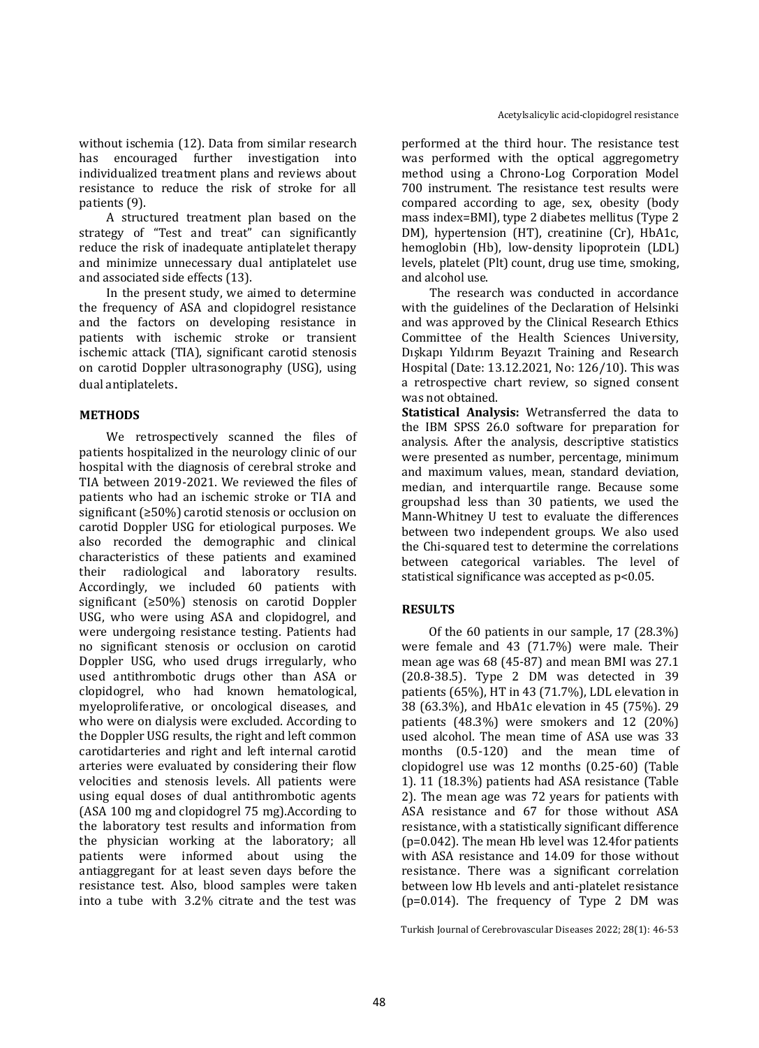without ischemia (12). Data from similar research has encouraged further investigation into individualized treatment plans and reviews about resistance to reduce the risk of stroke for all patients (9).

A structured treatment plan based on the strategy of "Test and treat" can significantly reduce the risk of inadequate antiplatelet therapy and minimize unnecessary dual antiplatelet use and associated side effects (13).

In the present study, we aimed to determine the frequency of ASA and clopidogrel resistance and the factors on developing resistance in patients with ischemic stroke or transient ischemic attack (TIA), significant carotid stenosis on carotid Doppler ultrasonography (USG), using dual antiplatelets.

## METHODS

We retrospectively scanned the files of patients hospitalized in the neurology clinic of our hospital with the diagnosis of cerebral stroke and TIA between 2019-2021. We reviewed the files of patients who had an ischemic stroke or TIA and significant (≥50%) carotid stenosis or occlusion on carotid Doppler USG for etiological purposes. We also recorded the demographic and clinical characteristics of these patients and examined their radiological and laboratory results. Accordingly, we included 60 patients with significant (≥50%) stenosis on carotid Doppler USG, who were using ASA and clopidogrel, and were undergoing resistance testing. Patients had no significant stenosis or occlusion on carotid Doppler USG, who used drugs irregularly, who used antithrombotic drugs other than ASA or clopidogrel, who had known hematological, myeloproliferative, or oncological diseases, and who were on dialysis were excluded. According to the Doppler USG results, the right and left common carotidarteries and right and left internal carotid arteries were evaluated by considering their flow velocities and stenosis levels. All patients were using equal doses of dual antithrombotic agents (ASA 100 mg and clopidogrel 75 mg).According to the laboratory test results and information from the physician working at the laboratory; all patients were informed about using the antiaggregant for at least seven days before the resistance test. Also, blood samples were taken into a tube with 3.2% citrate and the test was performed at the third hour. The resistance test was performed with the optical aggregometry method using a Chrono-Log Corporation Model 700 instrument. The resistance test results were compared according to age, sex, obesity (body mass index=BMI), type 2 diabetes mellitus (Type 2 DM), hypertension (HT), creatinine (Cr), HbA1c, hemoglobin (Hb), low-density lipoprotein (LDL) levels, platelet (Plt) count, drug use time, smoking, and alcohol use.

The research was conducted in accordance with the guidelines of the Declaration of Helsinki and was approved by the Clinical Research Ethics Committee of the Health Sciences University, Dışkapı Yıldırım Beyazıt Training and Research Hospital (Date: 13.12.2021, No: 126/10). This was a retrospective chart review, so signed consent was not obtained.

**Statistical Analysis:** Wetransferred the data to the IBM SPSS 26.0 software for preparation for analysis. After the analysis, descriptive statistics were presented as number, percentage, minimum and maximum values, mean, standard deviation, median, and interquartile range. Because some groupshad less than 30 patients, we used the Mann-Whitney U test to evaluate the differences between two independent groups. We also used the Chi-squared test to determine the correlations between categorical variables. The level of statistical significance was accepted as p<0.05.

## RESULTS

Of the 60 patients in our sample, 17 (28.3%) were female and 43 (71.7%) were male. Their mean age was 68 (45-87) and mean BMI was 27.1 (20.8-38.5). Type 2 DM was detected in 39 patients (65%), HT in 43 (71.7%), LDL elevation in 38 (63.3%), and HbA1c elevation in 45 (75%). 29 patients (48.3%) were smokers and 12 (20%) used alcohol. The mean time of ASA use was 33 months (0.5-120) and the mean time of clopidogrel use was 12 months (0.25-60) (Table 1). 11 (18.3%) patients had ASA resistance (Table 2). The mean age was 72 years for patients with ASA resistance and 67 for those without ASA resistance, with a statistically significant difference (p=0.042). The mean Hb level was 12.4for patients with ASA resistance and 14.09 for those without resistance. There was a significant correlation between low Hb levels and anti-platelet resistance (p=0.014). The frequency of Type 2 DM was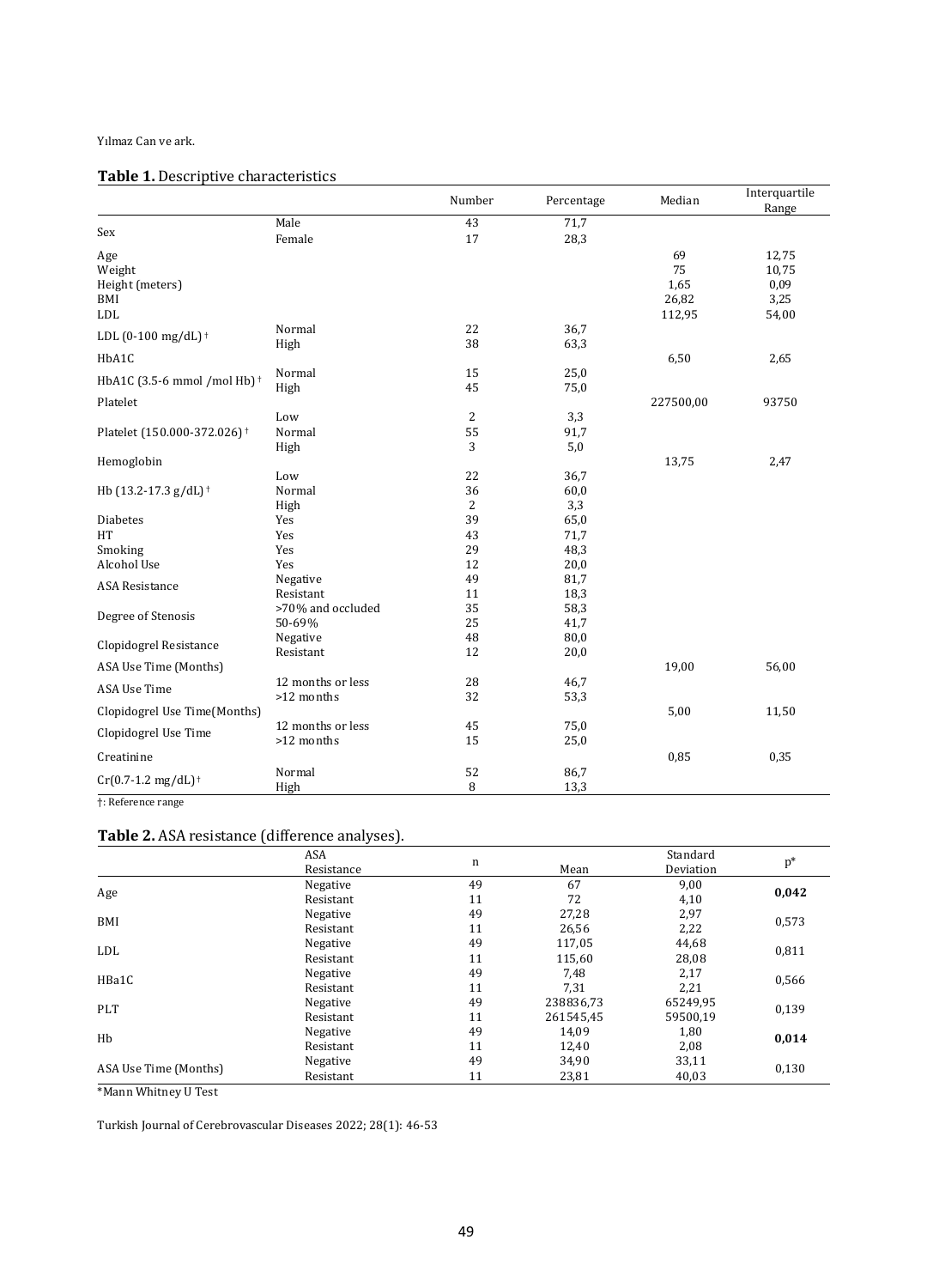**Table 1.** Descriptive characteristics

| | | Number | Percentage | Median | Interquartile Range |
|---|---|---|---|---|---|
| Sex | Male | 43 | 71,7 | | |
| | Female | 17 | 28,3 | | |
| Age | | | | 69 | 12,75 |
| Weight | | | | 75 | 10,75 |
| Height (meters) | | | | 1,65 | 0,09 |
| BMI | | | | 26,82 | 3,25 |
| LDL | | | | 112,95 | 54,00 |
| LDL (0-100 mg/dL) † | Normal | 22 | 36,7 | | |
| | High | 38 | 63,3 | | |
| HbA1C | | | | 6,50 | 2,65 |
| HbA1C (3.5-6 mmol /mol Hb) † | Normal | 15 | 25,0 | | |
| | High | 45 | 75,0 | | |
| Platelet | | | | 227500,00 | 93750 |
| Platelet (150.000-372.026) † | Low | 2 | 3,3 | | |
| | Normal | 55 | 91,7 | | |
| | High | 3 | 5,0 | | |
| Hemoglobin | | | | 13,75 | 2,47 |
| Hb (13.2-17.3 g/dL) † | Low | 22 | 36,7 | | |
| | Normal | 36 | 60,0 | | |
| | High | 2 | 3,3 | | |
| Diabetes | Yes | 39 | 65,0 | | |
| HT | Yes | 43 | 71,7 | | |
| Smoking | Yes | 29 | 48,3 | | |
| Alcohol Use | Yes | 12 | 20,0 | | |
| ASA Resistance | Negative | 49 | 81,7 | | |
| | Resistant | 11 | 18,3 | | |
| Degree of Stenosis | >70% and occluded | 35 | 58,3 | | |
| | 50-69% | 25 | 41,7 | | |
| Clopidogrel Resistance | Negative | 48 | 80,0 | | |
| | Resistant | 12 | 20,0 | | |
| ASA Use Time (Months) | | | | 19,00 | 56,00 |
| ASA Use Time | 12 months or less | 28 | 46,7 | | |
| | >12 months | 32 | 53,3 | | |
| Clopidogrel Use Time(Months) | | | | 5,00 | 11,50 |
| Clopidogrel Use Time | 12 months or less | 45 | 75,0 | | |
| | >12 months | 15 | 25,0 | | |
| Creatinine | | | | 0,85 | 0,35 |
| Cr(0.7-1.2 mg/dL)† | Normal | 52 | 86,7 | | |
| | High | 8 | 13,3 | | |

†: Reference range

**Table 2.** ASA resistance (difference analyses).

| | ASA Resistance | n | Mean | Standard Deviation | p* |
|---|---|---|---|---|---|
| Age | Negative | 49 | 67 | 9,00 | **0,042** |
| | Resistant | 11 | 72 | 4,10 | |
| BMI | Negative | 49 | 27,28 | 2,97 | 0,573 |
| | Resistant | 11 | 26,56 | 2,22 | |
| LDL | Negative | 49 | 117,05 | 44,68 | 0,811 |
| | Resistant | 11 | 115,60 | 28,08 | |
| HBa1C | Negative | 49 | 7,48 | 2,17 | 0,566 |
| | Resistant | 11 | 7,31 | 2,21 | |
| PLT | Negative | 49 | 238836,73 | 65249,95 | 0,139 |
| | Resistant | 11 | 261545,45 | 59500,19 | |
| Hb | Negative | 49 | 14,09 | 1,80 | **0,014** |
| | Resistant | 11 | 12,40 | 2,08 | |
| ASA Use Time (Months) | Negative | 49 | 34,90 | 33,11 | 0,130 |
| | Resistant | 11 | 23,81 | 40,03 | |

*Mann Whitney U Test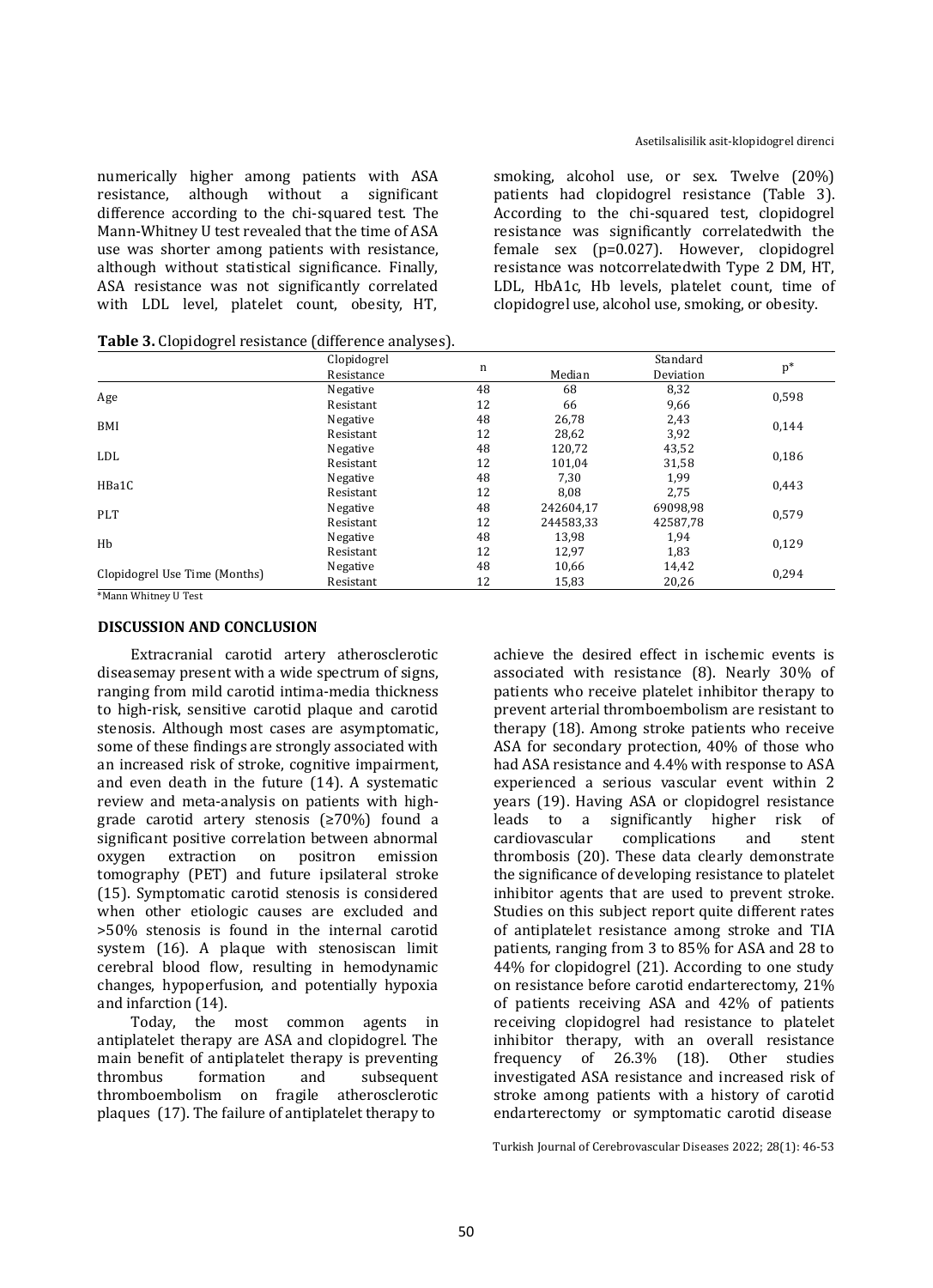numerically higher among patients with ASA resistance, although without a significant difference according to the chi-squared test. The Mann-Whitney U test revealed that the time of ASA use was shorter among patients with resistance, although without statistical significance. Finally, ASA resistance was not significantly correlated with LDL level, platelet count, obesity, HT, smoking, alcohol use, or sex. Twelve (20%) patients had clopidogrel resistance (Table 3). According to the chi-squared test, clopidogrel resistance was significantly correlatedwith the female sex (p=0.027). However, clopidogrel resistance was notcorrelatedwith Type 2 DM, HT, LDL, HbA1c, Hb levels, platelet count, time of clopidogrel use, alcohol use, smoking, or obesity.

**Table 3.** Clopidogrel resistance (difference analyses).

| | Clopidogrel Resistance | n | Median | Standard Deviation | p* |
|---|---|---|---|---|---|
| Age | Negative | 48 | 68 | 8,32 | 0,598 |
| | Resistant | 12 | 66 | 9,66 | |
| BMI | Negative | 48 | 26,78 | 2,43 | 0,144 |
| | Resistant | 12 | 28,62 | 3,92 | |
| LDL | Negative | 48 | 120,72 | 43,52 | 0,186 |
| | Resistant | 12 | 101,04 | 31,58 | |
| HBa1C | Negative | 48 | 7,30 | 1,99 | 0,443 |
| | Resistant | 12 | 8,08 | 2,75 | |
| PLT | Negative | 48 | 242604,17 | 69098,98 | 0,579 |
| | Resistant | 12 | 244583,33 | 42587,78 | |
| Hb | Negative | 48 | 13,98 | 1,94 | 0,129 |
| | Resistant | 12 | 12,97 | 1,83 | |
| Clopidogrel Use Time (Months) | Negative | 48 | 10,66 | 14,42 | 0,294 |
| | Resistant | 12 | 15,83 | 20,26 | |

*Mann Whitney U Test

## DISCUSSION AND CONCLUSION

Extracranial carotid artery atherosclerotic diseasemay present with a wide spectrum of signs, ranging from mild carotid intima-media thickness to high-risk, sensitive carotid plaque and carotid stenosis. Although most cases are asymptomatic, some of these findings are strongly associated with an increased risk of stroke, cognitive impairment, and even death in the future (14). A systematic review and meta-analysis on patients with high-grade carotid artery stenosis (≥70%) found a significant positive correlation between abnormal oxygen extraction on positron emission tomography (PET) and future ipsilateral stroke (15). Symptomatic carotid stenosis is considered when other etiologic causes are excluded and >50% stenosis is found in the internal carotid system (16). A plaque with stenosiscan limit cerebral blood flow, resulting in hemodynamic changes, hypoperfusion, and potentially hypoxia and infarction (14).

Today, the most common agents in antiplatelet therapy are ASA and clopidogrel. The main benefit of antiplatelet therapy is preventing thrombus formation and subsequent thromboembolism on fragile atherosclerotic plaques (17). The failure of antiplatelet therapy to achieve the desired effect in ischemic events is associated with resistance (8). Nearly 30% of patients who receive platelet inhibitor therapy to prevent arterial thromboembolism are resistant to therapy (18). Among stroke patients who receive ASA for secondary protection, 40% of those who had ASA resistance and 4.4% with response to ASA experienced a serious vascular event within 2 years (19). Having ASA or clopidogrel resistance leads to a significantly higher risk of cardiovascular complications and stent thrombosis (20). These data clearly demonstrate the significance of developing resistance to platelet inhibitor agents that are used to prevent stroke. Studies on this subject report quite different rates of antiplatelet resistance among stroke and TIA patients, ranging from 3 to 85% for ASA and 28 to 44% for clopidogrel (21). According to one study on resistance before carotid endarterectomy, 21% of patients receiving ASA and 42% of patients receiving clopidogrel had resistance to platelet inhibitor therapy, with an overall resistance frequency of 26.3% (18). Other studies investigated ASA resistance and increased risk of stroke among patients with a history of carotid endarterectomy or symptomatic carotid disease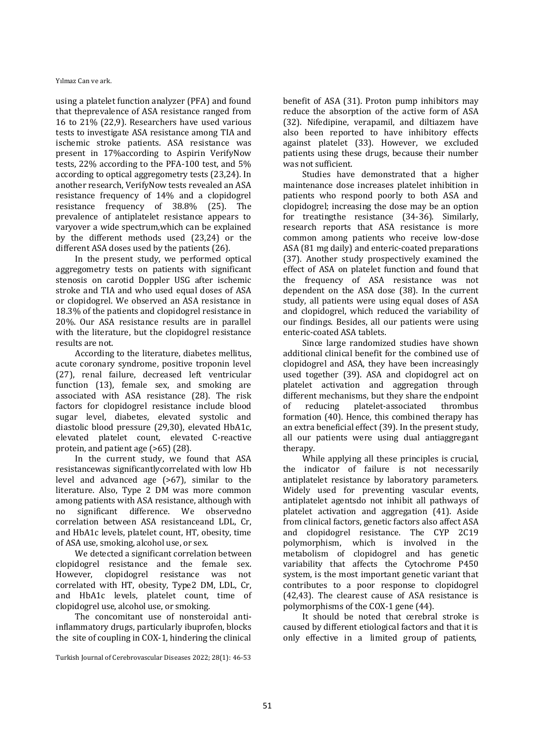using a platelet function analyzer (PFA) and found that theprevalence of ASA resistance ranged from 16 to 21% (22,9). Researchers have used various tests to investigate ASA resistance among TIA and ischemic stroke patients. ASA resistance was present in 17%according to Aspirin VerifyNow tests, 22% according to the PFA-100 test, and 5% according to optical aggregometry tests (23,24). In another research, VerifyNow tests revealed an ASA resistance frequency of 14% and a clopidogrel resistance frequency of 38.8% (25). The prevalence of antiplatelet resistance appears to varyover a wide spectrum,which can be explained by the different methods used (23,24) or the different ASA doses used by the patients (26).

In the present study, we performed optical aggregometry tests on patients with significant stenosis on carotid Doppler USG after ischemic stroke and TIA and who used equal doses of ASA or clopidogrel. We observed an ASA resistance in 18.3% of the patients and clopidogrel resistance in 20%. Our ASA resistance results are in parallel with the literature, but the clopidogrel resistance results are not.

According to the literature, diabetes mellitus, acute coronary syndrome, positive troponin level (27), renal failure, decreased left ventricular function (13), female sex, and smoking are associated with ASA resistance (28). The risk factors for clopidogrel resistance include blood sugar level, diabetes, elevated systolic and diastolic blood pressure (29,30), elevated HbA1c, elevated platelet count, elevated C-reactive protein, and patient age (>65) (28).

In the current study, we found that ASA resistancewas significantlycorrelated with low Hb level and advanced age (>67), similar to the literature. Also, Type 2 DM was more common among patients with ASA resistance, although with no significant difference. We observedno correlation between ASA resistanceand LDL, Cr, and HbA1c levels, platelet count, HT, obesity, time of ASA use, smoking, alcohol use, or sex.

We detected a significant correlation between clopidogrel resistance and the female sex. However, clopidogrel resistance was not correlated with HT, obesity, Type2 DM, LDL, Cr, and HbA1c levels, platelet count, time of clopidogrel use, alcohol use, or smoking.

The concomitant use of nonsteroidal anti-inflammatory drugs, particularly ibuprofen, blocks the site of coupling in COX-1, hindering the clinical benefit of ASA (31). Proton pump inhibitors may reduce the absorption of the active form of ASA (32). Nifedipine, verapamil, and diltiazem have also been reported to have inhibitory effects against platelet (33). However, we excluded patients using these drugs, because their number was not sufficient.

Studies have demonstrated that a higher maintenance dose increases platelet inhibition in patients who respond poorly to both ASA and clopidogrel; increasing the dose may be an option for treatingthe resistance (34-36). Similarly, research reports that ASA resistance is more common among patients who receive low-dose ASA (81 mg daily) and enteric-coated preparations (37). Another study prospectively examined the effect of ASA on platelet function and found that the frequency of ASA resistance was not dependent on the ASA dose (38). In the current study, all patients were using equal doses of ASA and clopidogrel, which reduced the variability of our findings. Besides, all our patients were using enteric-coated ASA tablets.

Since large randomized studies have shown additional clinical benefit for the combined use of clopidogrel and ASA, they have been increasingly used together (39). ASA and clopidogrel act on platelet activation and aggregation through different mechanisms, but they share the endpoint of reducing platelet-associated thrombus formation (40). Hence, this combined therapy has an extra beneficial effect (39). In the present study, all our patients were using dual antiaggregant therapy.

While applying all these principles is crucial, the indicator of failure is not necessarily antiplatelet resistance by laboratory parameters. Widely used for preventing vascular events, antiplatelet agentsdo not inhibit all pathways of platelet activation and aggregation (41). Aside from clinical factors, genetic factors also affect ASA and clopidogrel resistance. The CYP 2C19 polymorphism, which is involved in the metabolism of clopidogrel and has genetic variability that affects the Cytochrome P450 system, is the most important genetic variant that contributes to a poor response to clopidogrel (42,43). The clearest cause of ASA resistance is polymorphisms of the COX-1 gene (44).

It should be noted that cerebral stroke is caused by different etiological factors and that it is only effective in a limited group of patients,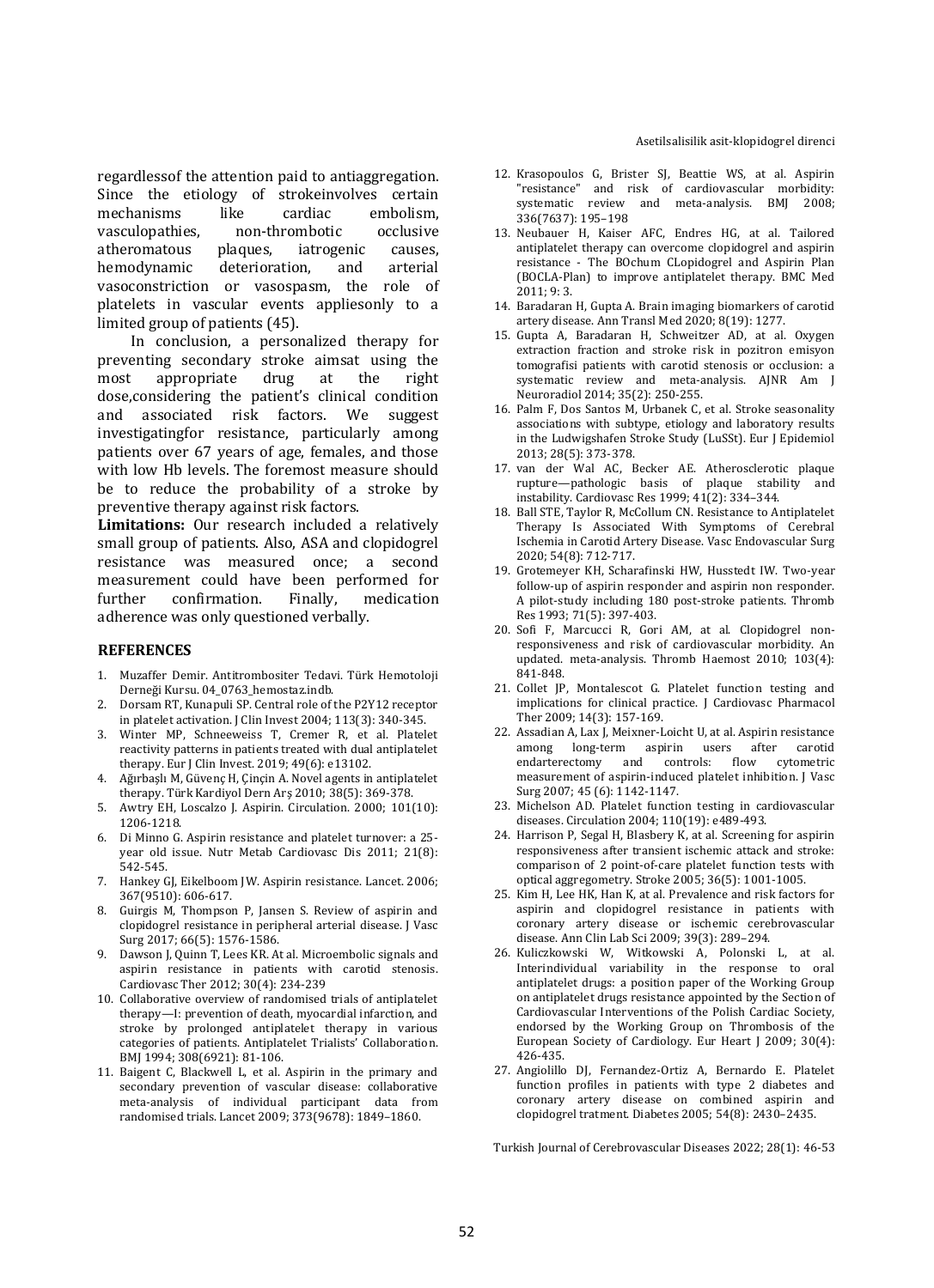regardlessof the attention paid to antiaggregation. Since the etiology of strokeinvolves certain mechanisms like cardiac embolism, vasculopathies, non-thrombotic occlusive atheromatous plaques, iatrogenic causes, hemodynamic deterioration, and arterial vasoconstriction or vasospasm, the role of platelets in vascular events appliesonly to a limited group of patients (45).

In conclusion, a personalized therapy for preventing secondary stroke aimsat using the most appropriate drug at the right dose,considering the patient's clinical condition and associated risk factors. We suggest investigatingfor resistance, particularly among patients over 67 years of age, females, and those with low Hb levels. The foremost measure should be to reduce the probability of a stroke by preventive therapy against risk factors.

**Limitations:** Our research included a relatively small group of patients. Also, ASA and clopidogrel resistance was measured once; a second measurement could have been performed for further confirmation. Finally, medication adherence was only questioned verbally.

## REFERENCES

1. Muzaffer Demir. Antitrombositer Tedavi. Türk Hemotoloji Derneği Kursu. 04_0763_hemostaz.indb.
2. Dorsam RT, Kunapuli SP. Central role of the P2Y12 receptor in platelet activation. J Clin Invest 2004; 113(3): 340-345.
3. Winter MP, Schneeweiss T, Cremer R, et al. Platelet reactivity patterns in patients treated with dual antiplatelet therapy. Eur J Clin Invest. 2019; 49(6): e13102.
4. Ağırbaşlı M, Güvenç H, Çinçin A. Novel agents in antiplatelet therapy. Türk Kardiyol Dern Arş 2010; 38(5): 369-378.
5. Awtry EH, Loscalzo J. Aspirin. Circulation. 2000; 101(10): 1206-1218.
6. Di Minno G. Aspirin resistance and platelet turnover: a 25-year old issue. Nutr Metab Cardiovasc Dis 2011; 21(8): 542-545.
7. Hankey GJ, Eikelboom JW. Aspirin resistance. Lancet. 2006; 367(9510): 606-617.
8. Guirgis M, Thompson P, Jansen S. Review of aspirin and clopidogrel resistance in peripheral arterial disease. J Vasc Surg 2017; 66(5): 1576-1586.
9. Dawson J, Quinn T, Lees KR. At al. Microembolic signals and aspirin resistance in patients with carotid stenosis. Cardiovasc Ther 2012; 30(4): 234-239
10. Collaborative overview of randomised trials of antiplatelet therapy—I: prevention of death, myocardial infarction, and stroke by prolonged antiplatelet therapy in various categories of patients. Antiplatelet Trialists' Collaboration. BMJ 1994; 308(6921): 81-106.
11. Baigent C, Blackwell L, et al. Aspirin in the primary and secondary prevention of vascular disease: collaborative meta-analysis of individual participant data from randomised trials. Lancet 2009; 373(9678): 1849–1860.
12. Krasopoulos G, Brister SJ, Beattie WS, at al. Aspirin "resistance" and risk of cardiovascular morbidity: systematic review and meta-analysis. BMJ 2008; 336(7637): 195–198
13. Neubauer H, Kaiser AFC, Endres HG, at al. Tailored antiplatelet therapy can overcome clopidogrel and aspirin resistance - The BOchum CLopidogrel and Aspirin Plan (BOCLA-Plan) to improve antiplatelet therapy. BMC Med 2011; 9: 3.
14. Baradaran H, Gupta A. Brain imaging biomarkers of carotid artery disease. Ann Transl Med 2020; 8(19): 1277.
15. Gupta A, Baradaran H, Schweitzer AD, at al. Oxygen extraction fraction and stroke risk in pozitron emisyon tomografisi patients with carotid stenosis or occlusion: a systematic review and meta-analysis. AJNR Am J Neuroradiol 2014; 35(2): 250-255.
16. Palm F, Dos Santos M, Urbanek C, et al. Stroke seasonality associations with subtype, etiology and laboratory results in the Ludwigshafen Stroke Study (LuSSt). Eur J Epidemiol 2013; 28(5): 373-378.
17. van der Wal AC, Becker AE. Atherosclerotic plaque rupture—pathologic basis of plaque stability and instability. Cardiovasc Res 1999; 41(2): 334–344.
18. Ball STE, Taylor R, McCollum CN. Resistance to Antiplatelet Therapy Is Associated With Symptoms of Cerebral Ischemia in Carotid Artery Disease. Vasc Endovascular Surg 2020; 54(8): 712-717.
19. Grotemeyer KH, Scharafinski HW, Husstedt IW. Two-year follow-up of aspirin responder and aspirin non responder. A pilot-study including 180 post-stroke patients. Thromb Res 1993; 71(5): 397-403.
20. Sofi F, Marcucci R, Gori AM, at al. Clopidogrel non-responsiveness and risk of cardiovascular morbidity. An updated. meta-analysis. Thromb Haemost 2010; 103(4): 841-848.
21. Collet JP, Montalescot G. Platelet function testing and implications for clinical practice. J Cardiovasc Pharmacol Ther 2009; 14(3): 157-169.
22. Assadian A, Lax J, Meixner-Loicht U, at al. Aspirin resistance among long-term aspirin users after carotid endarterectomy and controls: flow cytometric measurement of aspirin-induced platelet inhibition. J Vasc Surg 2007; 45 (6): 1142-1147.
23. Michelson AD. Platelet function testing in cardiovascular diseases. Circulation 2004; 110(19): e489-493.
24. Harrison P, Segal H, Blasbery K, at al. Screening for aspirin responsiveness after transient ischemic attack and stroke: comparison of 2 point-of-care platelet function tests with optical aggregometry. Stroke 2005; 36(5): 1001-1005.
25. Kim H, Lee HK, Han K, at al. Prevalence and risk factors for aspirin and clopidogrel resistance in patients with coronary artery disease or ischemic cerebrovascular disease. Ann Clin Lab Sci 2009; 39(3): 289–294.
26. Kuliczkowski W, Witkowski A, Polonski L, at al. Interindividual variability in the response to oral antiplatelet drugs: a position paper of the Working Group on antiplatelet drugs resistance appointed by the Section of Cardiovascular Interventions of the Polish Cardiac Society, endorsed by the Working Group on Thrombosis of the European Society of Cardiology. Eur Heart J 2009; 30(4): 426-435.
27. Angiolillo DJ, Fernandez-Ortiz A, Bernardo E. Platelet function profiles in patients with type 2 diabetes and coronary artery disease on combined aspirin and clopidogrel tratment. Diabetes 2005; 54(8): 2430–2435.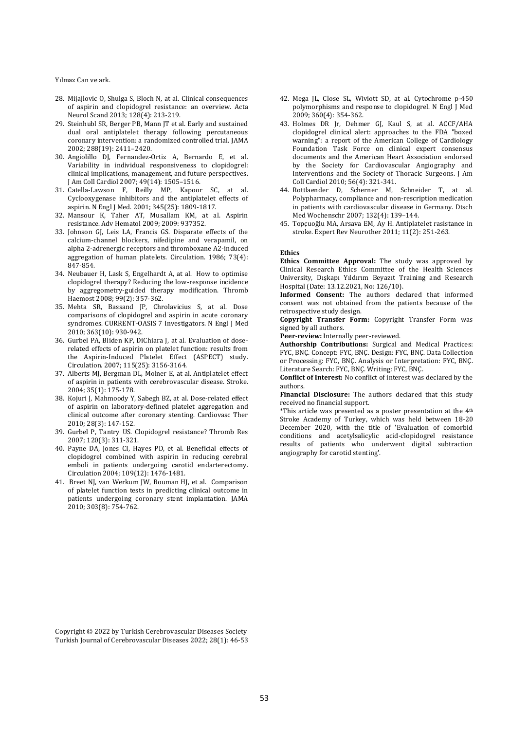28. Mijajlovic O, Shulga S, Bloch N, at al. Clinical consequences of aspirin and clopidogrel resistance: an overview. Acta Neurol Scand 2013; 128(4): 213-219.
29. Steinhubl SR, Berger PB, Mann JT et al. Early and sustained dual oral antiplatelet therapy following percutaneous coronary intervention: a randomized controlled trial. JAMA 2002; 288(19): 2411–2420.
30. Angiolillo DJ, Fernandez-Ortiz A, Bernardo E, et al. Variability in individual responsiveness to clopidogrel: clinical implications, management, and future perspectives. J Am Coll Cardiol 2007; 49(14): 1505–1516.
31. Catella-Lawson F, Reilly MP, Kapoor SC, at al. Cyclooxygenase inhibitors and the antiplatelet effects of aspirin. N Engl J Med. 2001; 345(25): 1809-1817.
32. Mansour K, Taher AT, Musallam KM, at al. Aspirin resistance. Adv Hematol 2009; 2009: 937352.
33. Johnson GJ, Leis LA, Francis GS. Disparate effects of the calcium-channel blockers, nifedipine and verapamil, on alpha 2-adrenergic receptors and thromboxane A2-induced aggregation of human platelets. Circulation. 1986; 73(4): 847-854.
34. Neubauer H, Lask S, Engelhardt A, at al. How to optimise clopidogrel therapy? Reducing the low-response incidence by aggregometry-guided therapy modification. Thromb Haemost 2008; 99(2): 357-362.
35. Mehta SR, Bassand JP, Chrolavicius S, at al. Dose comparisons of clopidogrel and aspirin in acute coronary syndromes. CURRENT-OASIS 7 Investigators. N Engl J Med 2010; 363(10): 930-942.
36. Gurbel PA, Bliden KP, DiChiara J, at al. Evaluation of dose-related effects of aspirin on platelet function: results from the Aspirin-Induced Platelet Effect (ASPECT) study. Circulation. 2007; 115(25): 3156-3164.
37. Alberts MJ, Bergman DL, Molner E, at al. Antiplatelet effect of aspirin in patients with cerebrovascular disease. Stroke. 2004; 35(1): 175-178.
38. Kojuri J, Mahmoody Y, Sabegh BZ, at al. Dose-related effect of aspirin on laboratory-defined platelet aggregation and clinical outcome after coronary stenting. Cardiovasc Ther 2010; 28(3): 147-152.
39. Gurbel P, Tantry US. Clopidogrel resistance? Thromb Res 2007; 120(3): 311-321.
40. Payne DA, Jones CI, Hayes PD, et al. Beneficial effects of clopidogrel combined with aspirin in reducing cerebral emboli in patients undergoing carotid endarterectomy. Circulation 2004; 109(12): 1476-1481.
41. Breet NJ, van Werkum JW, Bouman HJ, et al. Comparison of platelet function tests in predicting clinical outcome in patients undergoing coronary stent implantation. JAMA 2010; 303(8): 754-762.
42. Mega JL, Close SL, Wiviott SD, at al. Cytochrome p-450 polymorphisms and response to clopidogrel. N Engl J Med 2009; 360(4): 354-362.
43. Holmes DR Jr, Dehmer GJ, Kaul S, at al. ACCF/AHA clopidogrel clinical alert: approaches to the FDA "boxed warning": a report of the American College of Cardiology Foundation Task Force on clinical expert consensus documents and the American Heart Association endorsed by the Society for Cardiovascular Angiography and Interventions and the Society of Thoracic Surgeons. J Am Coll Cardiol 2010; 56(4): 321-341.
44. Rottlaender D, Scherner M, Schneider T, at al. Polypharmacy, compliance and non-rescription medication in patients with cardiovascular disease in Germany. Dtsch Med Wochenschr 2007; 132(4): 139–144.
45. Topçuoğlu MA, Arsava EM, Ay H. Antiplatelet rasistance in stroke. Expert Rev Neurother 2011; 11(2): 251-263.

**Ethics**

**Ethics Committee Approval:** The study was approved by Clinical Research Ethics Committee of the Health Sciences University, Dışkapı Yıldırım Beyazıt Training and Research Hospital (Date: 13.12.2021, No: 126/10).

**Informed Consent:** The authors declared that informed consent was not obtained from the patients because of the retrospective study design.

**Copyright Transfer Form:** Copyright Transfer Form was signed by all authors.

**Peer-review:** Internally peer-reviewed.

**Authorship Contributions:** Surgical and Medical Practices: FYC, BNÇ. Concept: FYC, BNÇ. Design: FYC, BNÇ. Data Collection or Processing: FYC, BNÇ. Analysis or Interpretation: FYC, BNÇ. Literature Search: FYC, BNÇ. Writing: FYC, BNÇ.

**Conflict of Interest:** No conflict of interest was declared by the authors.

**Financial Disclosure:** The authors declared that this study received no financial support.

*This article was presented as a poster presentation at the 4th Stroke Academy of Turkey, which was held between 18-20 December 2020, with the title of 'Evaluation of comorbid conditions and acetylsalicylic acid-clopidogrel resistance results of patients who underwent digital subtraction angiography for carotid stenting'.

Copyright © 2022 by Turkish Cerebrovascular Diseases Society